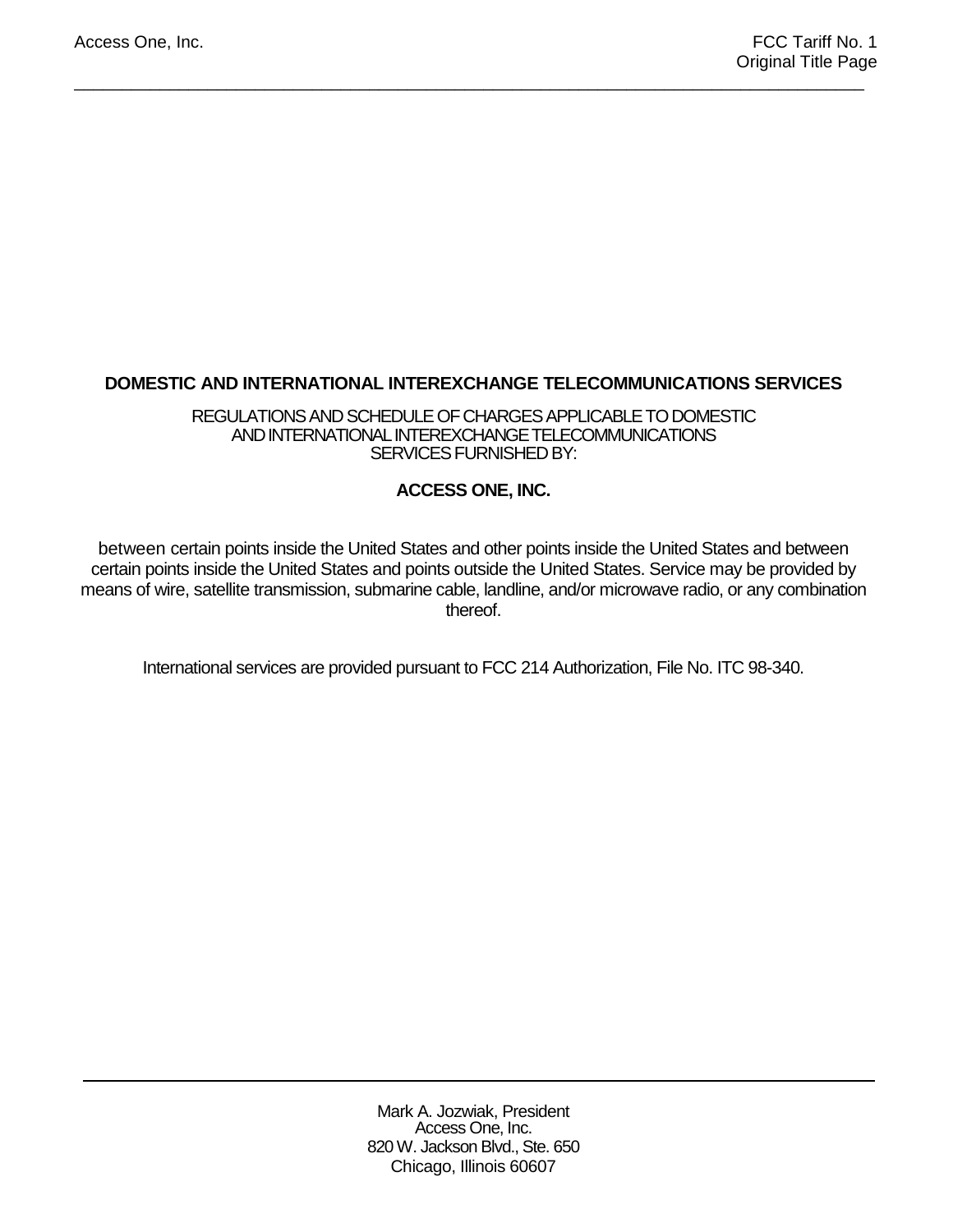# DOMESTIC AND INTERNATIONAL INTEREXCHANGE TELECOMMUNICATIONS SERVICES

REGULATIONS AND SCHEDULE OF CHARGES APPLICABLE TO DOMESTIC AND INTERNATIONAL INTEREXCHANGE TELECOMMUNICATIONS SERVICES FURNISHED BY:

**ACCESS ONE, INC.**

between certain points inside the United States and other points inside the United States and between certain points inside the United States and points outside the United States. Service may be provided by means of wire, satellite transmission, submarine cable, landline, and/or microwave radio, or any combination thereof.

International services are provided pursuant to FCC 214 Authorization, File No. ITC 98-340.

Mark A. Jozwiak, President
Access One, Inc.
820 W. Jackson Blvd., Ste. 650
Chicago, Illinois 60607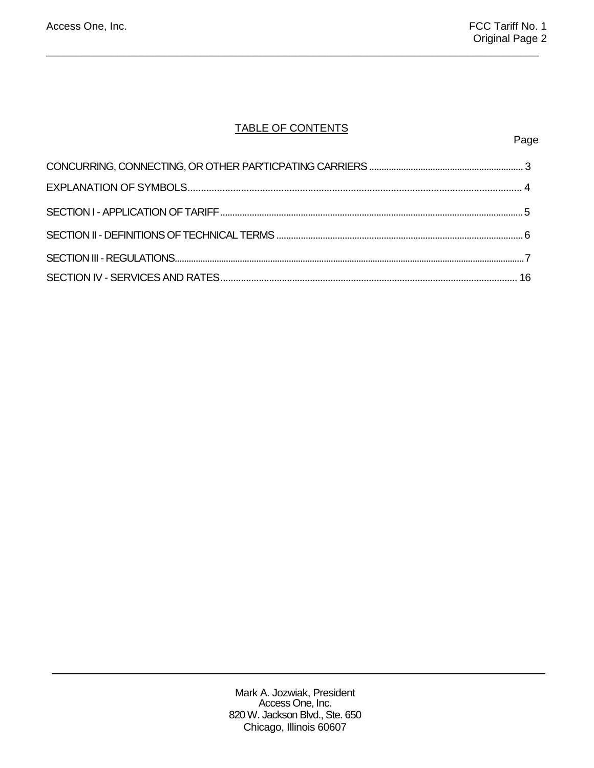## TABLE OF CONTENTS

| | Page |
|---|---|
| CONCURRING, CONNECTING, OR OTHER PAR'TICPATING CARRIERS | 3 |
| EXPLANATION OF SYMBOLS | 4 |
| SECTION I - APPLICATION OF TARIFF | 5 |
| SECTION II - DEFINITIONS OF TECHNICAL TERMS | 6 |
| SECTION III - REGULATIONS | 7 |
| SECTION IV - SERVICES AND RATES | 16 |

Mark A. Jozwiak, President
Access One, Inc.
820 W. Jackson Blvd., Ste. 650
Chicago, Illinois 60607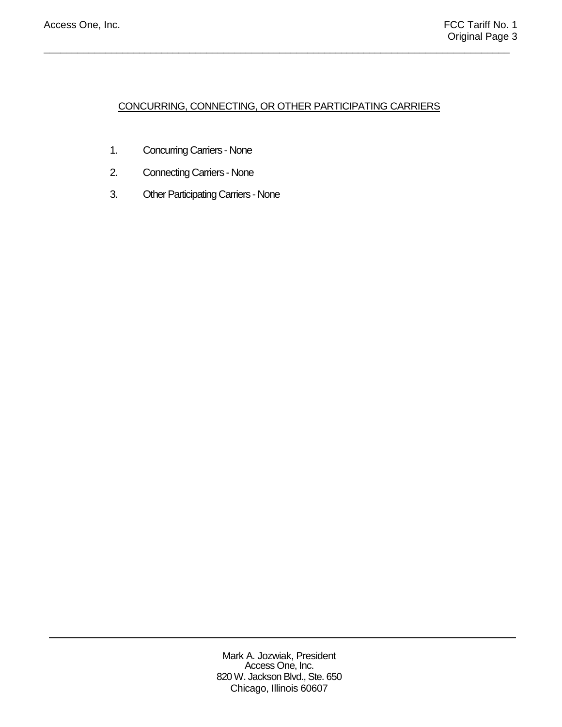## CONCURRING, CONNECTING, OR OTHER PARTICIPATING CARRIERS

1. Concurring Carriers - None
2. Connecting Carriers - None
3. Other Participating Carriers - None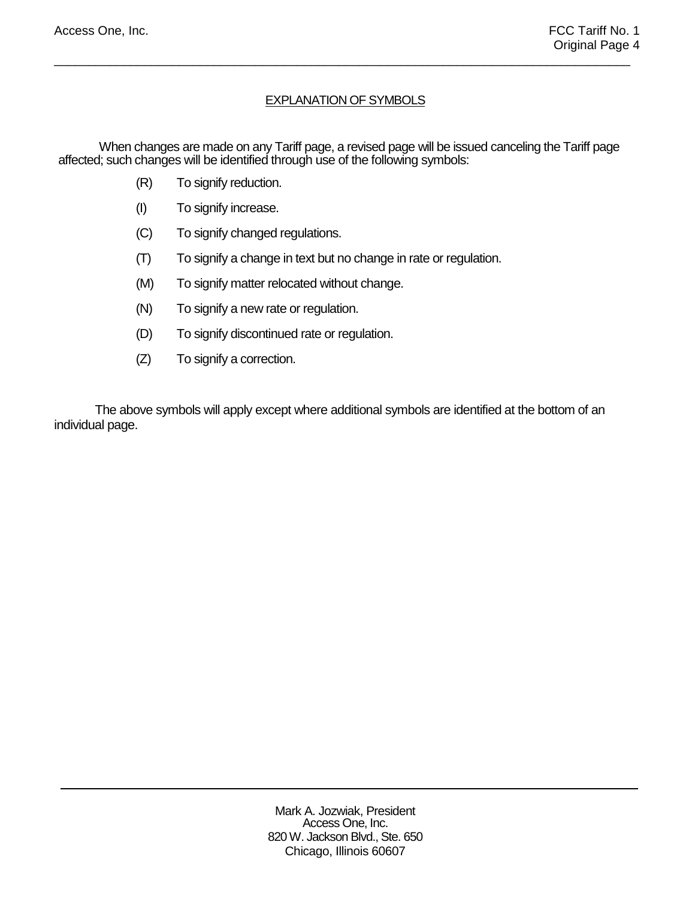## EXPLANATION OF SYMBOLS

When changes are made on any Tariff page, a revised page will be issued canceling the Tariff page affected; such changes will be identified through use of the following symbols:

(R) To signify reduction.

(I) To signify increase.

(C) To signify changed regulations.

(T) To signify a change in text but no change in rate or regulation.

(M) To signify matter relocated without change.

(N) To signify a new rate or regulation.

(D) To signify discontinued rate or regulation.

(Z) To signify a correction.

The above symbols will apply except where additional symbols are identified at the bottom of an individual page.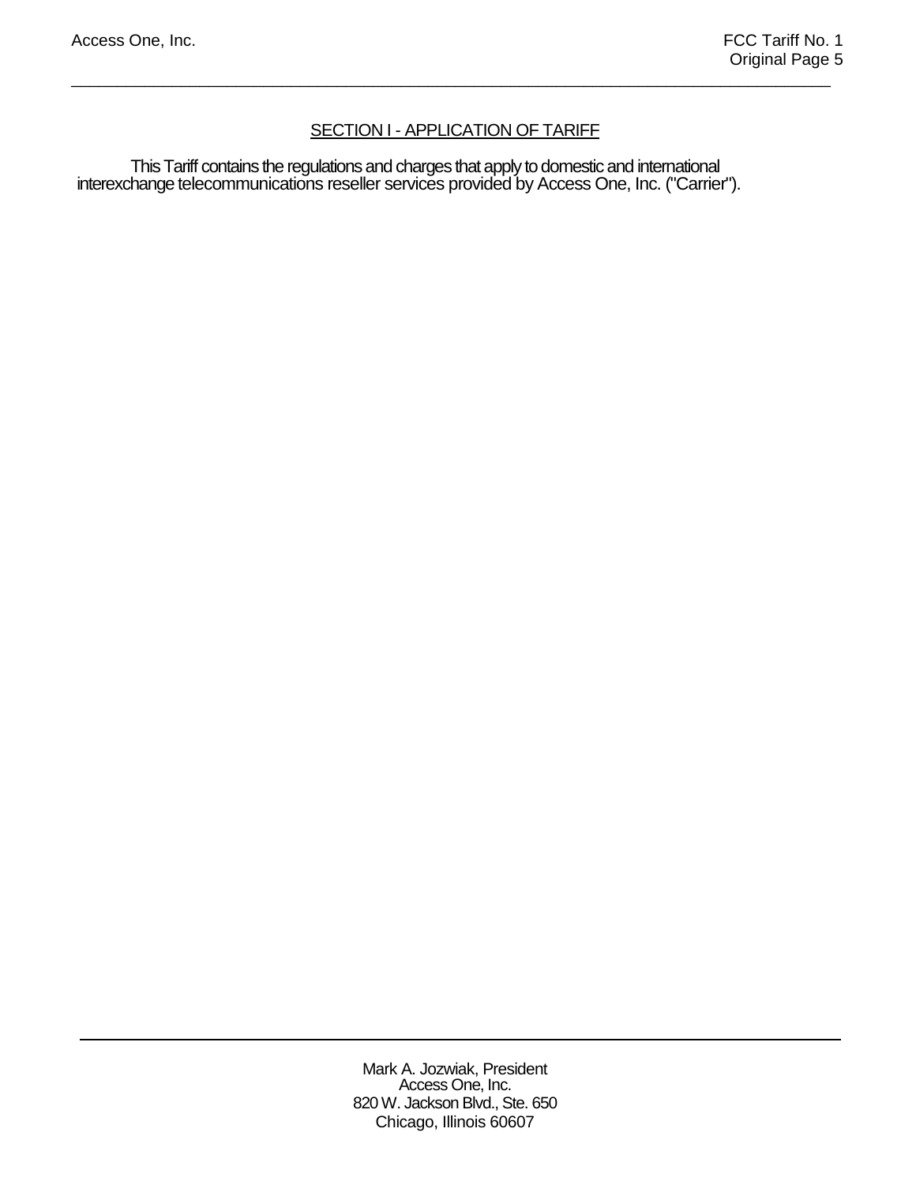## SECTION I - APPLICATION OF TARIFF

This Tariff contains the regulations and charges that apply to domestic and international interexchange telecommunications reseller services provided by Access One, Inc. ("Carrier").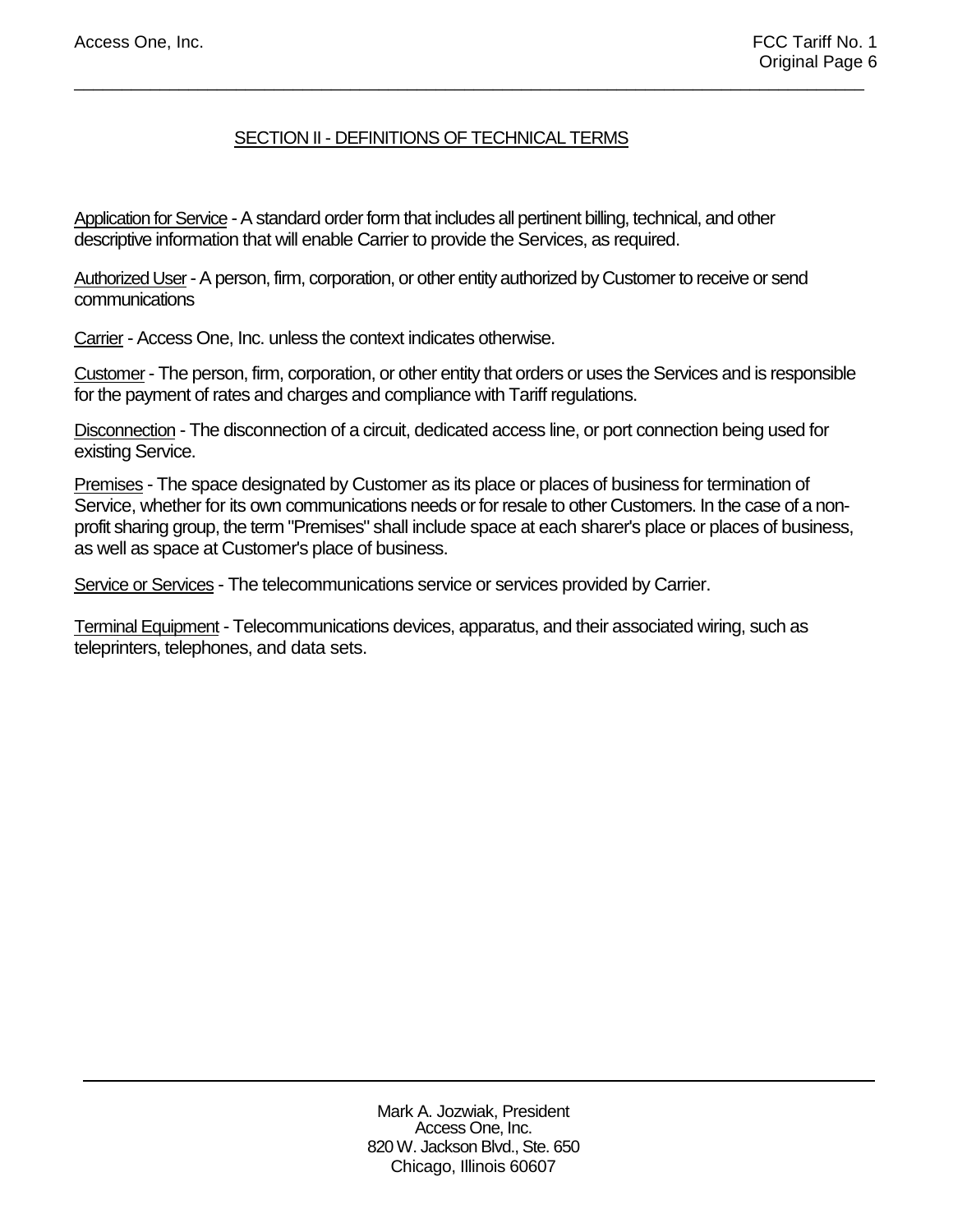## SECTION II - DEFINITIONS OF TECHNICAL TERMS

Application for Service - A standard order form that includes all pertinent billing, technical, and other descriptive information that will enable Carrier to provide the Services, as required.

Authorized User - A person, firm, corporation, or other entity authorized by Customer to receive or send communications

Carrier - Access One, Inc. unless the context indicates otherwise.

Customer - The person, firm, corporation, or other entity that orders or uses the Services and is responsible for the payment of rates and charges and compliance with Tariff regulations.

Disconnection - The disconnection of a circuit, dedicated access line, or port connection being used for existing Service.

Premises - The space designated by Customer as its place or places of business for termination of Service, whether for its own communications needs or for resale to other Customers. In the case of a non-profit sharing group, the term "Premises" shall include space at each sharer's place or places of business, as well as space at Customer's place of business.

Service or Services - The telecommunications service or services provided by Carrier.

Terminal Equipment - Telecommunications devices, apparatus, and their associated wiring, such as teleprinters, telephones, and data sets.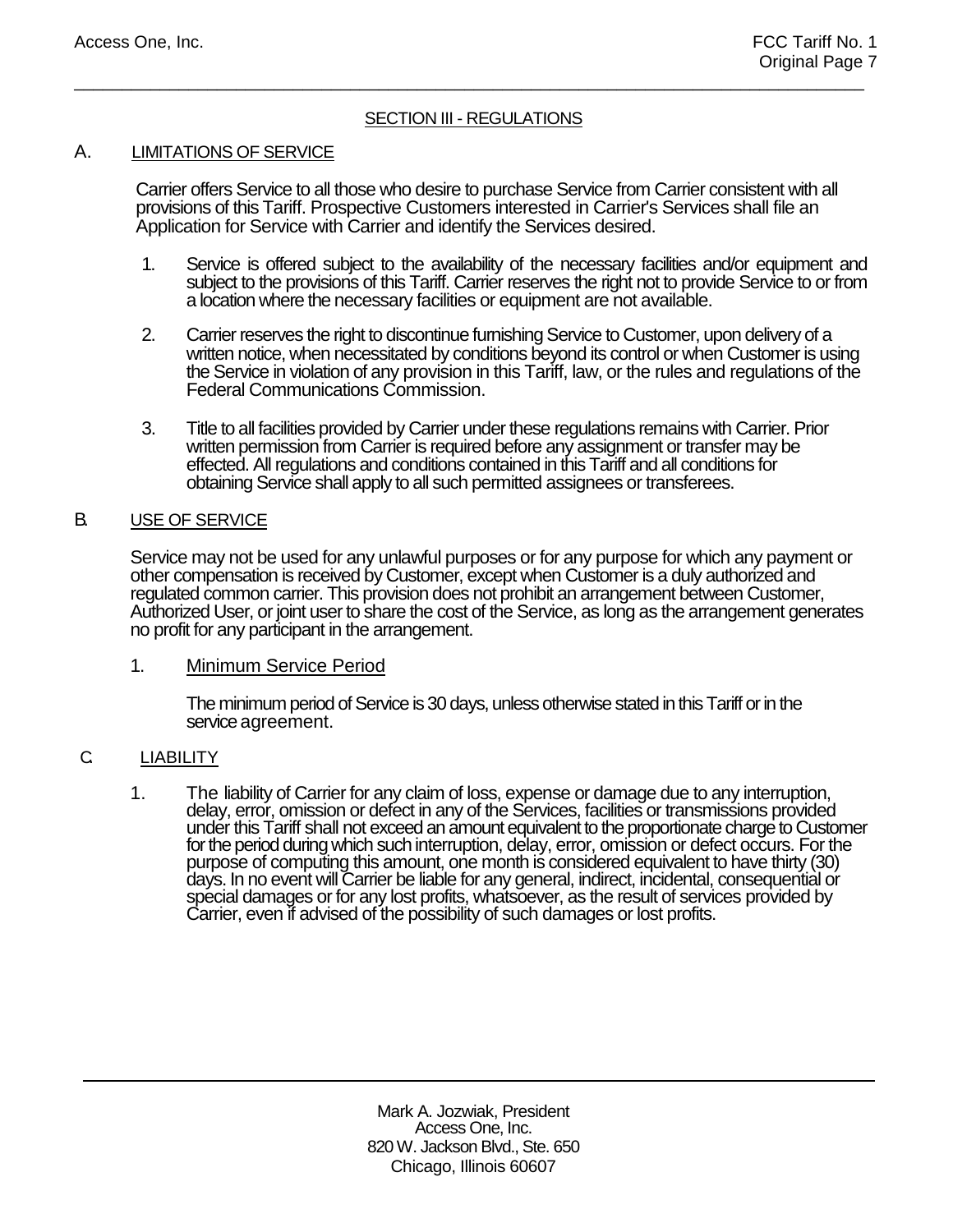## SECTION III - REGULATIONS

### A. LIMITATIONS OF SERVICE

Carrier offers Service to all those who desire to purchase Service from Carrier consistent with all provisions of this Tariff. Prospective Customers interested in Carrier's Services shall file an Application for Service with Carrier and identify the Services desired.

1. Service is offered subject to the availability of the necessary facilities and/or equipment and subject to the provisions of this Tariff. Carrier reserves the right not to provide Service to or from a location where the necessary facilities or equipment are not available.

2. Carrier reserves the right to discontinue furnishing Service to Customer, upon delivery of a written notice, when necessitated by conditions beyond its control or when Customer is using the Service in violation of any provision in this Tariff, law, or the rules and regulations of the Federal Communications Commission.

3. Title to all facilities provided by Carrier under these regulations remains with Carrier. Prior written permission from Carrier is required before any assignment or transfer may be effected. All regulations and conditions contained in this Tariff and all conditions for obtaining Service shall apply to all such permitted assignees or transferees.

### B. USE OF SERVICE

Service may not be used for any unlawful purposes or for any purpose for which any payment or other compensation is received by Customer, except when Customer is a duly authorized and regulated common carrier. This provision does not prohibit an arrangement between Customer, Authorized User, or joint user to share the cost of the Service, as long as the arrangement generates no profit for any participant in the arrangement.

1. Minimum Service Period

   The minimum period of Service is 30 days, unless otherwise stated in this Tariff or in the service agreement.

### C. LIABILITY

1. The liability of Carrier for any claim of loss, expense or damage due to any interruption, delay, error, omission or defect in any of the Services, facilities or transmissions provided under this Tariff shall not exceed an amount equivalent to the proportionate charge to Customer for the period during which such interruption, delay, error, omission or defect occurs. For the purpose of computing this amount, one month is considered equivalent to have thirty (30) days. In no event will Carrier be liable for any general, indirect, incidental, consequential or special damages or for any lost profits, whatsoever, as the result of services provided by Carrier, even if advised of the possibility of such damages or lost profits.

Mark A. Jozwiak, President
Access One, Inc.
820 W. Jackson Blvd., Ste. 650
Chicago, Illinois 60607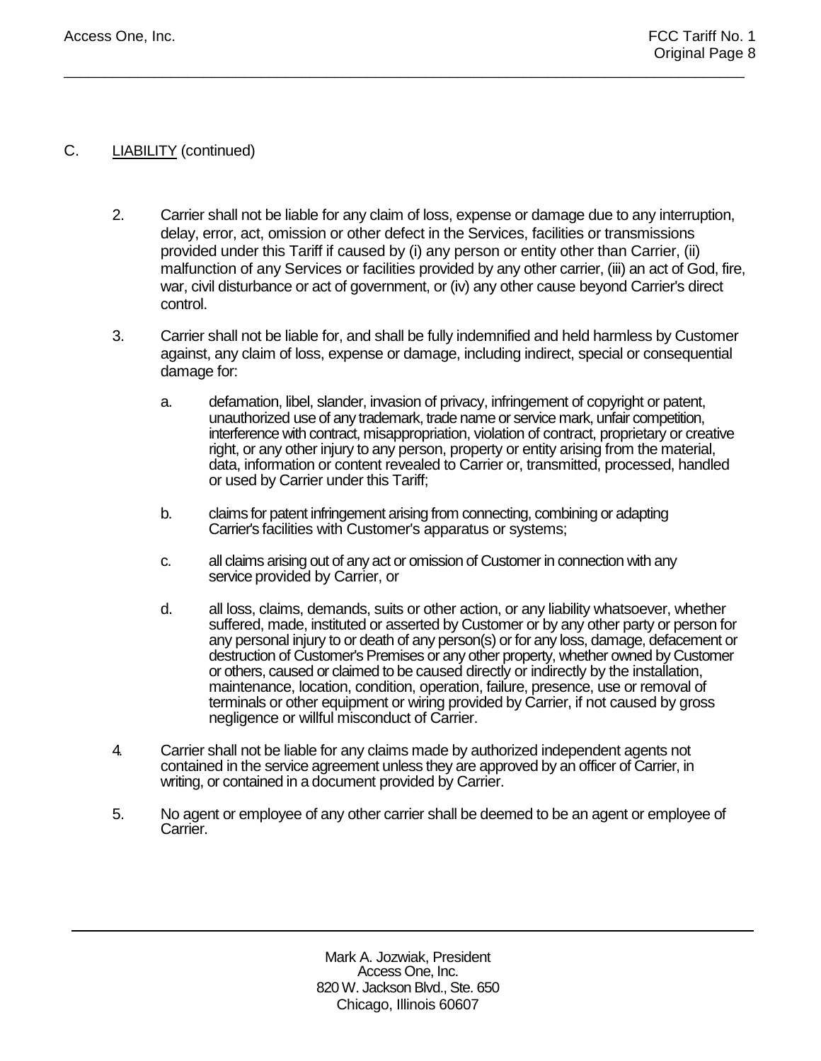C. <u>LIABILITY</u> (continued)

2. Carrier shall not be liable for any claim of loss, expense or damage due to any interruption, delay, error, act, omission or other defect in the Services, facilities or transmissions provided under this Tariff if caused by (i) any person or entity other than Carrier, (ii) malfunction of any Services or facilities provided by any other carrier, (iii) an act of God, fire, war, civil disturbance or act of government, or (iv) any other cause beyond Carrier's direct control.

3. Carrier shall not be liable for, and shall be fully indemnified and held harmless by Customer against, any claim of loss, expense or damage, including indirect, special or consequential damage for:

   a. defamation, libel, slander, invasion of privacy, infringement of copyright or patent, unauthorized use of any trademark, trade name or service mark, unfair competition, interference with contract, misappropriation, violation of contract, proprietary or creative right, or any other injury to any person, property or entity arising from the material, data, information or content revealed to Carrier or, transmitted, processed, handled or used by Carrier under this Tariff;

   b. claims for patent infringement arising from connecting, combining or adapting Carrier's facilities with Customer's apparatus or systems;

   c. all claims arising out of any act or omission of Customer in connection with any service provided by Carrier, or

   d. all loss, claims, demands, suits or other action, or any liability whatsoever, whether suffered, made, instituted or asserted by Customer or by any other party or person for any personal injury to or death of any person(s) or for any loss, damage, defacement or destruction of Customer's Premises or any other property, whether owned by Customer or others, caused or claimed to be caused directly or indirectly by the installation, maintenance, location, condition, operation, failure, presence, use or removal of terminals or other equipment or wiring provided by Carrier, if not caused by gross negligence or willful misconduct of Carrier.

4. Carrier shall not be liable for any claims made by authorized independent agents not contained in the service agreement unless they are approved by an officer of Carrier, in writing, or contained in a document provided by Carrier.

5. No agent or employee of any other carrier shall be deemed to be an agent or employee of Carrier.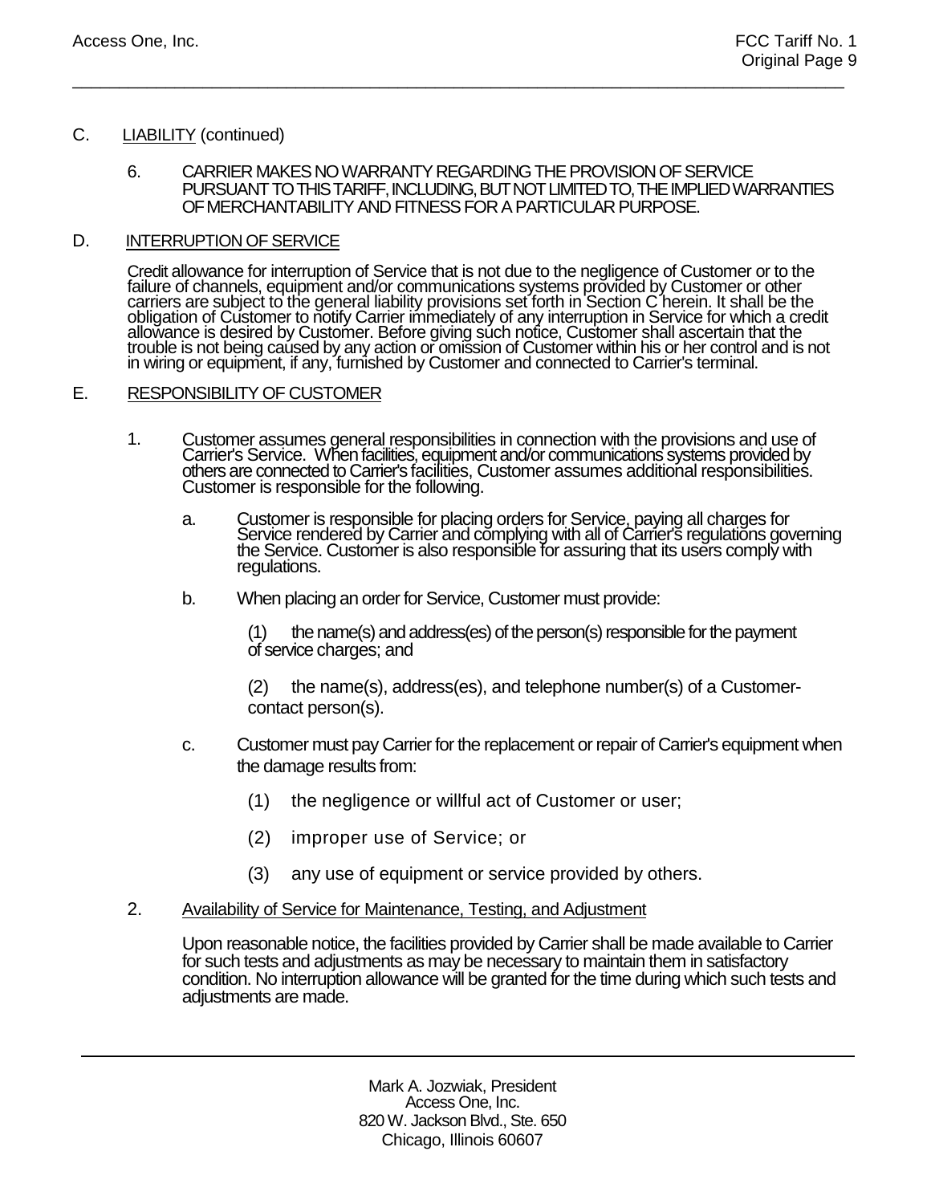C. LIABILITY (continued)

6. CARRIER MAKES NO WARRANTY REGARDING THE PROVISION OF SERVICE PURSUANT TO THIS TARIFF, INCLUDING, BUT NOT LIMITED TO, THE IMPLIED WARRANTIES OF MERCHANTABILITY AND FITNESS FOR A PARTICULAR PURPOSE.

D. INTERRUPTION OF SERVICE

Credit allowance for interruption of Service that is not due to the negligence of Customer or to the failure of channels, equipment and/or communications systems provided by Customer or other carriers are subject to the general liability provisions set forth in Section C herein. It shall be the obligation of Customer to notify Carrier immediately of any interruption in Service for which a credit allowance is desired by Customer. Before giving such notice, Customer shall ascertain that the trouble is not being caused by any action or omission of Customer within his or her control and is not in wiring or equipment, if any, furnished by Customer and connected to Carrier's terminal.

E. RESPONSIBILITY OF CUSTOMER

1. Customer assumes general responsibilities in connection with the provisions and use of Carrier's Service. When facilities, equipment and/or communications systems provided by others are connected to Carrier's facilities, Customer assumes additional responsibilities. Customer is responsible for the following.

   a. Customer is responsible for placing orders for Service, paying all charges for Service rendered by Carrier and complying with all of Carrier's regulations governing the Service. Customer is also responsible for assuring that its users comply with regulations.

   b. When placing an order for Service, Customer must provide:

      (1) the name(s) and address(es) of the person(s) responsible for the payment of service charges; and

      (2) the name(s), address(es), and telephone number(s) of a Customer-contact person(s).

   c. Customer must pay Carrier for the replacement or repair of Carrier's equipment when the damage results from:

      (1) the negligence or willful act of Customer or user;

      (2) improper use of Service; or

      (3) any use of equipment or service provided by others.

2. Availability of Service for Maintenance, Testing, and Adjustment

   Upon reasonable notice, the facilities provided by Carrier shall be made available to Carrier for such tests and adjustments as may be necessary to maintain them in satisfactory condition. No interruption allowance will be granted for the time during which such tests and adjustments are made.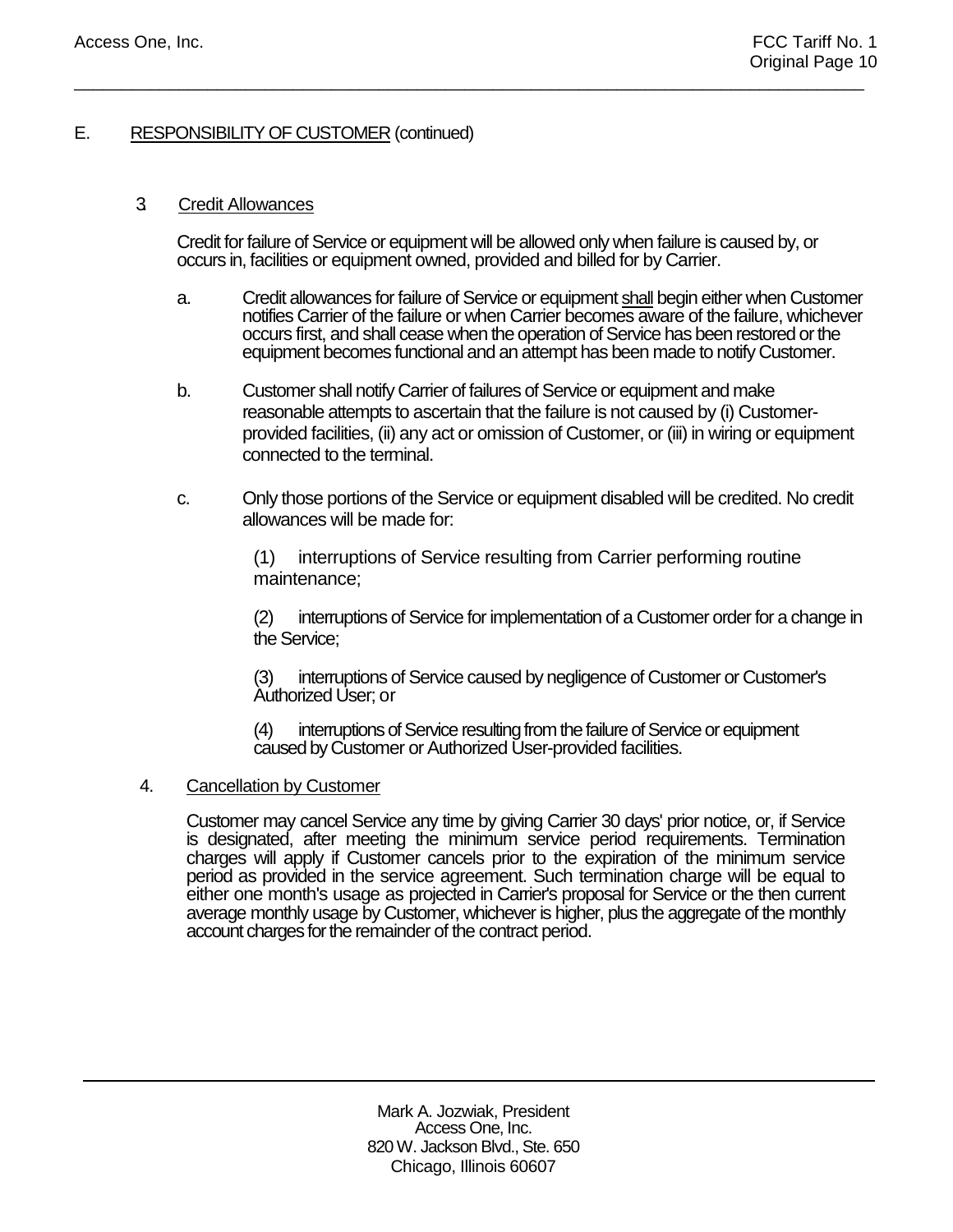E. RESPONSIBILITY OF CUSTOMER (continued)

3. Credit Allowances

Credit for failure of Service or equipment will be allowed only when failure is caused by, or occurs in, facilities or equipment owned, provided and billed for by Carrier.

a. Credit allowances for failure of Service or equipment shall begin either when Customer notifies Carrier of the failure or when Carrier becomes aware of the failure, whichever occurs first, and shall cease when the operation of Service has been restored or the equipment becomes functional and an attempt has been made to notify Customer.

b. Customer shall notify Carrier of failures of Service or equipment and make reasonable attempts to ascertain that the failure is not caused by (i) Customer-provided facilities, (ii) any act or omission of Customer, or (iii) in wiring or equipment connected to the terminal.

c. Only those portions of the Service or equipment disabled will be credited. No credit allowances will be made for:

(1) interruptions of Service resulting from Carrier performing routine maintenance;

(2) interruptions of Service for implementation of a Customer order for a change in the Service;

(3) interruptions of Service caused by negligence of Customer or Customer's Authorized User; or

(4) interruptions of Service resulting from the failure of Service or equipment caused by Customer or Authorized User-provided facilities.

4. Cancellation by Customer

Customer may cancel Service any time by giving Carrier 30 days' prior notice, or, if Service is designated, after meeting the minimum service period requirements. Termination charges will apply if Customer cancels prior to the expiration of the minimum service period as provided in the service agreement. Such termination charge will be equal to either one month's usage as projected in Carrier's proposal for Service or the then current average monthly usage by Customer, whichever is higher, plus the aggregate of the monthly account charges for the remainder of the contract period.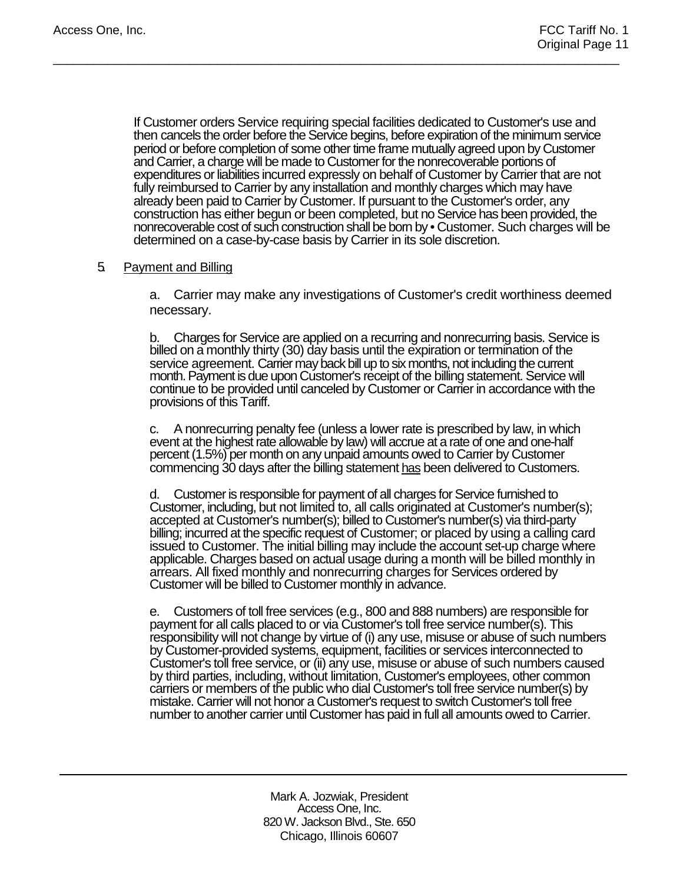If Customer orders Service requiring special facilities dedicated to Customer's use and then cancels the order before the Service begins, before expiration of the minimum service period or before completion of some other time frame mutually agreed upon by Customer and Carrier, a charge will be made to Customer for the nonrecoverable portions of expenditures or liabilities incurred expressly on behalf of Customer by Carrier that are not fully reimbursed to Carrier by any installation and monthly charges which may have already been paid to Carrier by Customer. If pursuant to the Customer's order, any construction has either begun or been completed, but no Service has been provided, the nonrecoverable cost of such construction shall be born by • Customer. Such charges will be determined on a case-by-case basis by Carrier in its sole discretion.

5. Payment and Billing

a. Carrier may make any investigations of Customer's credit worthiness deemed necessary.

b. Charges for Service are applied on a recurring and nonrecurring basis. Service is billed on a monthly thirty (30) day basis until the expiration or termination of the service agreement. Carrier may back bill up to six months, not including the current month. Payment is due upon Customer's receipt of the billing statement. Service will continue to be provided until canceled by Customer or Carrier in accordance with the provisions of this Tariff.

c. A nonrecurring penalty fee (unless a lower rate is prescribed by law, in which event at the highest rate allowable by law) will accrue at a rate of one and one-half percent (1.5%) per month on any unpaid amounts owed to Carrier by Customer commencing 30 days after the billing statement has been delivered to Customers.

d. Customer is responsible for payment of all charges for Service furnished to Customer, including, but not limited to, all calls originated at Customer's number(s); accepted at Customer's number(s); billed to Customer's number(s) via third-party billing; incurred at the specific request of Customer; or placed by using a calling card issued to Customer. The initial billing may include the account set-up charge where applicable. Charges based on actual usage during a month will be billed monthly in arrears. All fixed monthly and nonrecurring charges for Services ordered by Customer will be billed to Customer monthly in advance.

e. Customers of toll free services (e.g., 800 and 888 numbers) are responsible for payment for all calls placed to or via Customer's toll free service number(s). This responsibility will not change by virtue of (i) any use, misuse or abuse of such numbers by Customer-provided systems, equipment, facilities or services interconnected to Customer's toll free service, or (ii) any use, misuse or abuse of such numbers caused by third parties, including, without limitation, Customer's employees, other common carriers or members of the public who dial Customer's toll free service number(s) by mistake. Carrier will not honor a Customer's request to switch Customer's toll free number to another carrier until Customer has paid in full all amounts owed to Carrier.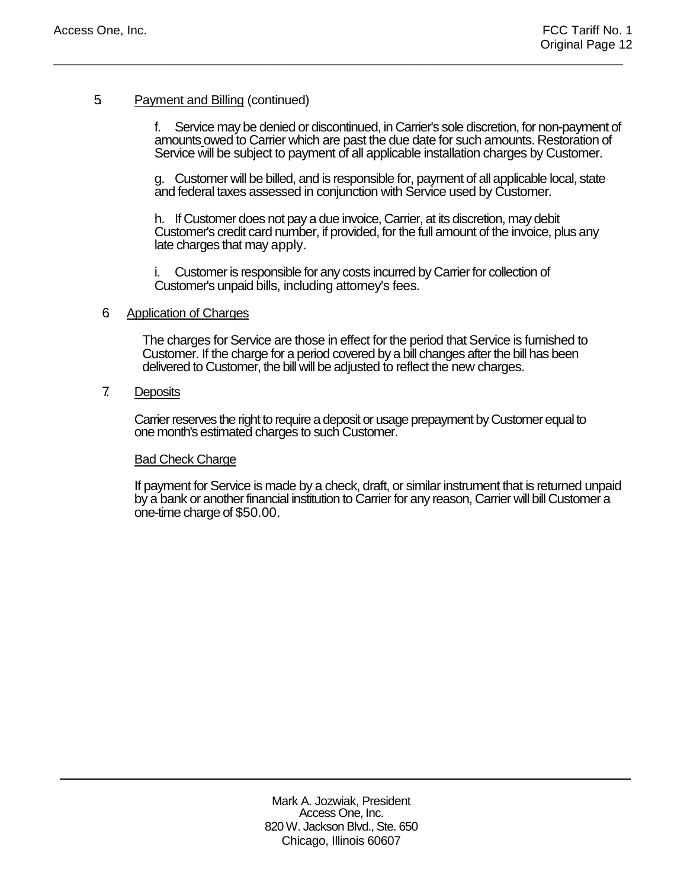5. Payment and Billing (continued)

f. Service may be denied or discontinued, in Carrier's sole discretion, for non-payment of amounts owed to Carrier which are past the due date for such amounts. Restoration of Service will be subject to payment of all applicable installation charges by Customer.

g. Customer will be billed, and is responsible for, payment of all applicable local, state and federal taxes assessed in conjunction with Service used by Customer.

h. If Customer does not pay a due invoice, Carrier, at its discretion, may debit Customer's credit card number, if provided, for the full amount of the invoice, plus any late charges that may apply.

i. Customer is responsible for any costs incurred by Carrier for collection of Customer's unpaid bills, including attorney's fees.

6. Application of Charges

The charges for Service are those in effect for the period that Service is furnished to Customer. If the charge for a period covered by a bill changes after the bill has been delivered to Customer, the bill will be adjusted to reflect the new charges.

7. Deposits

Carrier reserves the right to require a deposit or usage prepayment by Customer equal to one month's estimated charges to such Customer.

Bad Check Charge

If payment for Service is made by a check, draft, or similar instrument that is returned unpaid by a bank or another financial institution to Carrier for any reason, Carrier will bill Customer a one-time charge of $50.00.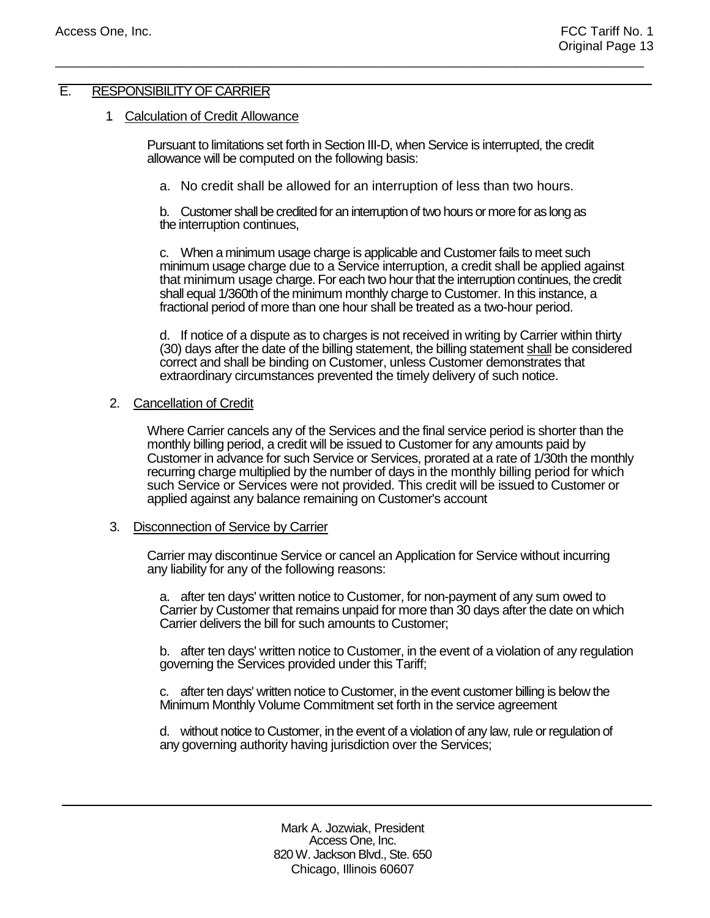## E. RESPONSIBILITY OF CARRIER

### 1 Calculation of Credit Allowance

Pursuant to limitations set forth in Section III-D, when Service is interrupted, the credit allowance will be computed on the following basis:

a. No credit shall be allowed for an interruption of less than two hours.

b. Customer shall be credited for an interruption of two hours or more for as long as the interruption continues,

c. When a minimum usage charge is applicable and Customer fails to meet such minimum usage charge due to a Service interruption, a credit shall be applied against that minimum usage charge. For each two hour that the interruption continues, the credit shall equal 1/360th of the minimum monthly charge to Customer. In this instance, a fractional period of more than one hour shall be treated as a two-hour period.

d. If notice of a dispute as to charges is not received in writing by Carrier within thirty (30) days after the date of the billing statement, the billing statement shall be considered correct and shall be binding on Customer, unless Customer demonstrates that extraordinary circumstances prevented the timely delivery of such notice.

### 2. Cancellation of Credit

Where Carrier cancels any of the Services and the final service period is shorter than the monthly billing period, a credit will be issued to Customer for any amounts paid by Customer in advance for such Service or Services, prorated at a rate of 1/30th the monthly recurring charge multiplied by the number of days in the monthly billing period for which such Service or Services were not provided. This credit will be issued to Customer or applied against any balance remaining on Customer's account

### 3. Disconnection of Service by Carrier

Carrier may discontinue Service or cancel an Application for Service without incurring any liability for any of the following reasons:

a. after ten days' written notice to Customer, for non-payment of any sum owed to Carrier by Customer that remains unpaid for more than 30 days after the date on which Carrier delivers the bill for such amounts to Customer;

b. after ten days' written notice to Customer, in the event of a violation of any regulation governing the Services provided under this Tariff;

c. after ten days' written notice to Customer, in the event customer billing is below the Minimum Monthly Volume Commitment set forth in the service agreement

d. without notice to Customer, in the event of a violation of any law, rule or regulation of any governing authority having jurisdiction over the Services;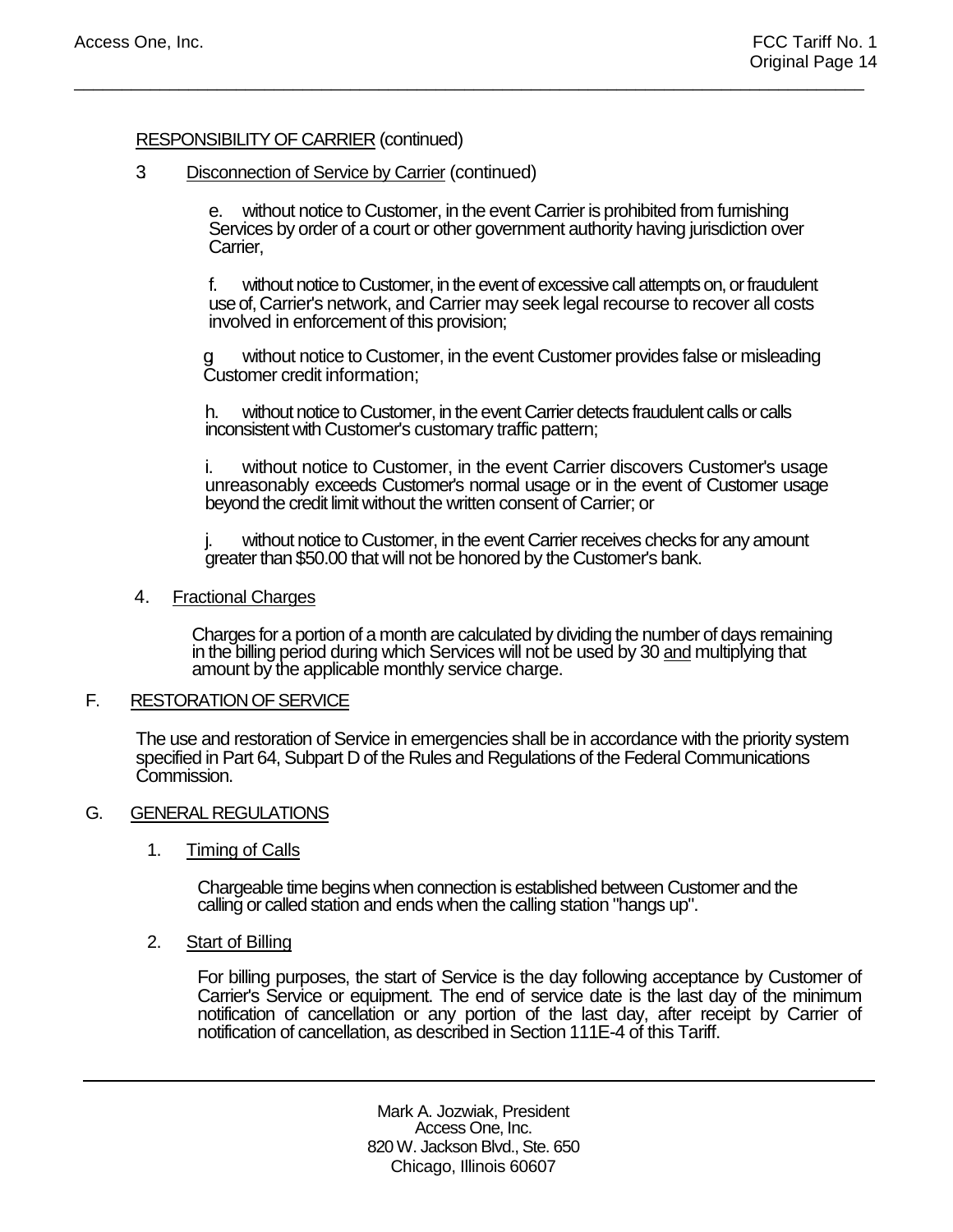RESPONSIBILITY OF CARRIER (continued)

3 Disconnection of Service by Carrier (continued)

e. without notice to Customer, in the event Carrier is prohibited from furnishing Services by order of a court or other government authority having jurisdiction over Carrier,

f. without notice to Customer, in the event of excessive call attempts on, or fraudulent use of, Carrier's network, and Carrier may seek legal recourse to recover all costs involved in enforcement of this provision;

g without notice to Customer, in the event Customer provides false or misleading Customer credit information;

h. without notice to Customer, in the event Carrier detects fraudulent calls or calls inconsistent with Customer's customary traffic pattern;

i. without notice to Customer, in the event Carrier discovers Customer's usage unreasonably exceeds Customer's normal usage or in the event of Customer usage beyond the credit limit without the written consent of Carrier; or

j. without notice to Customer, in the event Carrier receives checks for any amount greater than $50.00 that will not be honored by the Customer's bank.

4. Fractional Charges

Charges for a portion of a month are calculated by dividing the number of days remaining in the billing period during which Services will not be used by 30 and multiplying that amount by the applicable monthly service charge.

F. RESTORATION OF SERVICE

The use and restoration of Service in emergencies shall be in accordance with the priority system specified in Part 64, Subpart D of the Rules and Regulations of the Federal Communications Commission.

G. GENERAL REGULATIONS

1. Timing of Calls

Chargeable time begins when connection is established between Customer and the calling or called station and ends when the calling station "hangs up".

2. Start of Billing

For billing purposes, the start of Service is the day following acceptance by Customer of Carrier's Service or equipment. The end of service date is the last day of the minimum notification of cancellation or any portion of the last day, after receipt by Carrier of notification of cancellation, as described in Section 111E-4 of this Tariff.

Mark A. Jozwiak, President
Access One, Inc.
820 W. Jackson Blvd., Ste. 650
Chicago, Illinois 60607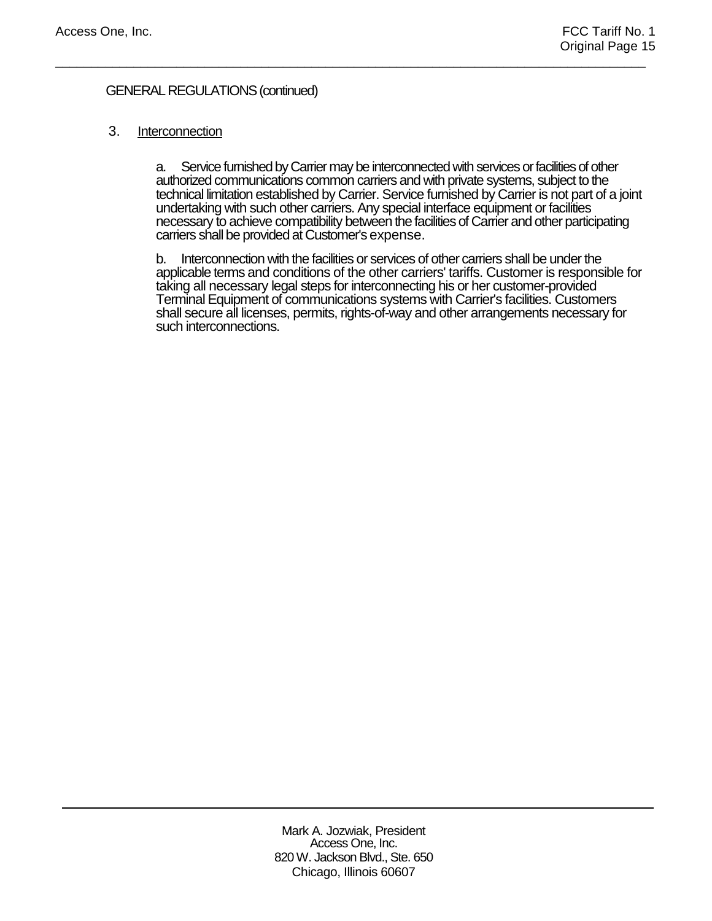GENERAL REGULATIONS (continued)

3. Interconnection

a. Service furnished by Carrier may be interconnected with services or facilities of other authorized communications common carriers and with private systems, subject to the technical limitation established by Carrier. Service furnished by Carrier is not part of a joint undertaking with such other carriers. Any special interface equipment or facilities necessary to achieve compatibility between the facilities of Carrier and other participating carriers shall be provided at Customer's expense.

b. Interconnection with the facilities or services of other carriers shall be under the applicable terms and conditions of the other carriers' tariffs. Customer is responsible for taking all necessary legal steps for interconnecting his or her customer-provided Terminal Equipment of communications systems with Carrier's facilities. Customers shall secure all licenses, permits, rights-of-way and other arrangements necessary for such interconnections.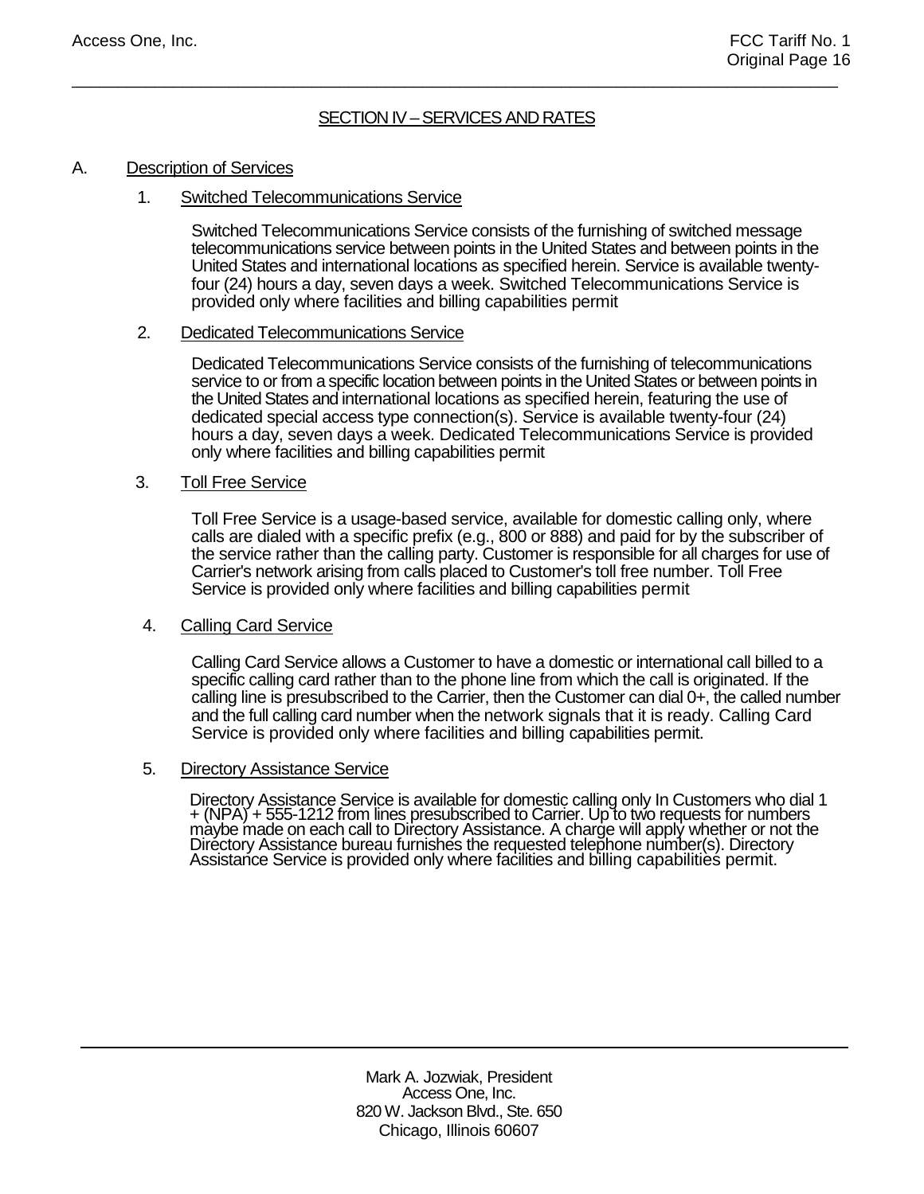## SECTION IV – SERVICES AND RATES

### A. Description of Services

#### 1. Switched Telecommunications Service

Switched Telecommunications Service consists of the furnishing of switched message telecommunications service between points in the United States and between points in the United States and international locations as specified herein. Service is available twenty-four (24) hours a day, seven days a week. Switched Telecommunications Service is provided only where facilities and billing capabilities permit

#### 2. Dedicated Telecommunications Service

Dedicated Telecommunications Service consists of the furnishing of telecommunications service to or from a specific location between points in the United States or between points in the United States and international locations as specified herein, featuring the use of dedicated special access type connection(s). Service is available twenty-four (24) hours a day, seven days a week. Dedicated Telecommunications Service is provided only where facilities and billing capabilities permit

#### 3. Toll Free Service

Toll Free Service is a usage-based service, available for domestic calling only, where calls are dialed with a specific prefix (e.g., 800 or 888) and paid for by the subscriber of the service rather than the calling party. Customer is responsible for all charges for use of Carrier's network arising from calls placed to Customer's toll free number. Toll Free Service is provided only where facilities and billing capabilities permit

#### 4. Calling Card Service

Calling Card Service allows a Customer to have a domestic or international call billed to a specific calling card rather than to the phone line from which the call is originated. If the calling line is presubscribed to the Carrier, then the Customer can dial 0+, the called number and the full calling card number when the network signals that it is ready. Calling Card Service is provided only where facilities and billing capabilities permit.

#### 5. Directory Assistance Service

Directory Assistance Service is available for domestic calling only In Customers who dial 1 + (NPA) + 555-1212 from lines presubscribed to Carrier. Up to two requests for numbers maybe made on each call to Directory Assistance. A charge will apply whether or not the Directory Assistance bureau furnishes the requested telephone number(s). Directory Assistance Service is provided only where facilities and billing capabilities permit.

Mark A. Jozwiak, President
Access One, Inc.
820 W. Jackson Blvd., Ste. 650
Chicago, Illinois 60607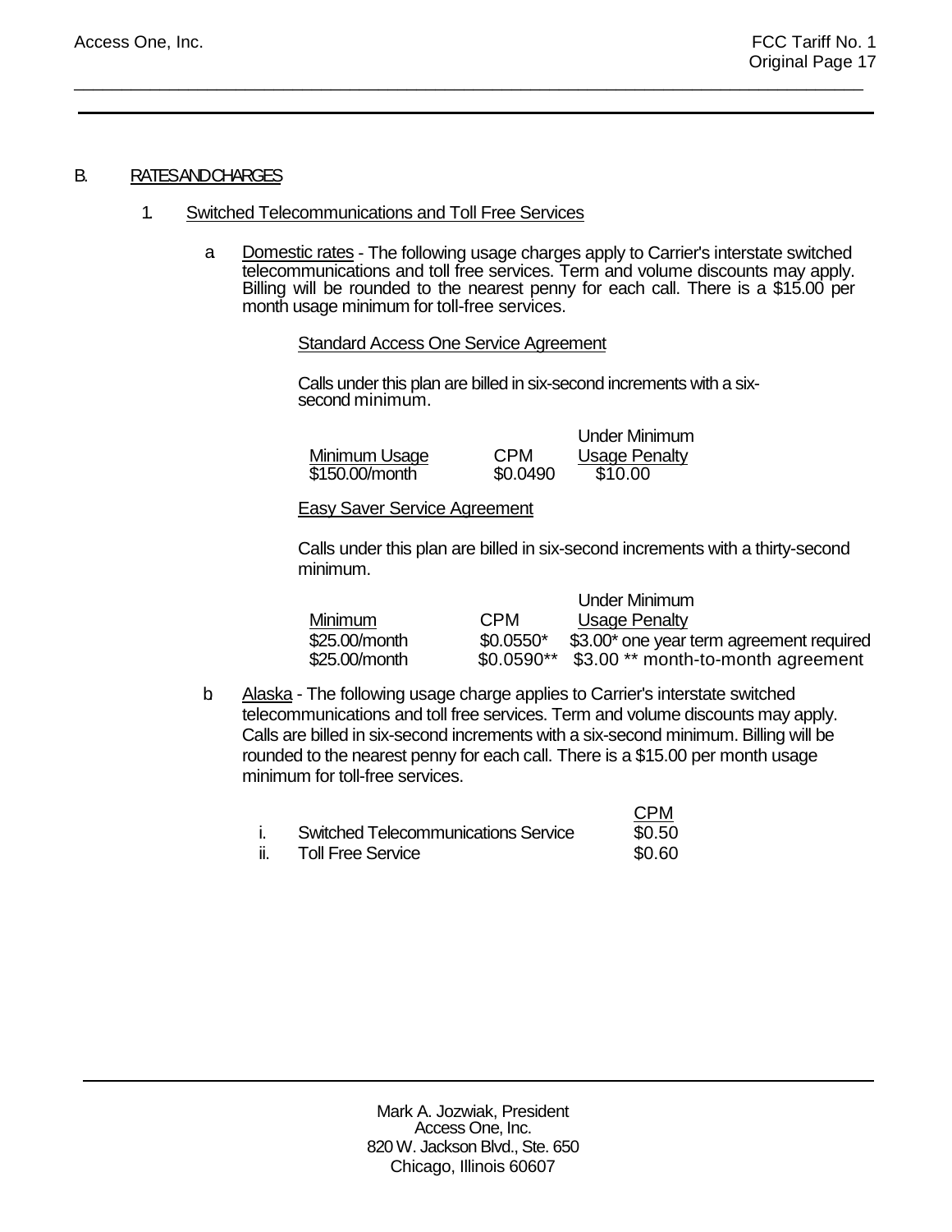## B. RATES AND CHARGES

### 1. Switched Telecommunications and Toll Free Services

a. Domestic rates - The following usage charges apply to Carrier's interstate switched telecommunications and toll free services. Term and volume discounts may apply. Billing will be rounded to the nearest penny for each call. There is a $15.00 per month usage minimum for toll-free services.

Standard Access One Service Agreement

Calls under this plan are billed in six-second increments with a six-second minimum.

| Minimum Usage | CPM | Under Minimum Usage Penalty |
|---|---|---|
| $150.00/month | $0.0490 | $10.00 |

Easy Saver Service Agreement

Calls under this plan are billed in six-second increments with a thirty-second minimum.

| Minimum | CPM | Under Minimum Usage Penalty |
|---|---|---|
| $25.00/month | $0.0550* | $3.00* one year term agreement required |
| $25.00/month | $0.0590** | $3.00 ** month-to-month agreement |

b. Alaska - The following usage charge applies to Carrier's interstate switched telecommunications and toll free services. Term and volume discounts may apply. Calls are billed in six-second increments with a six-second minimum. Billing will be rounded to the nearest penny for each call. There is a $15.00 per month usage minimum for toll-free services.

| | | CPM |
|---|---|---|
| i. | Switched Telecommunications Service | $0.50 |
| ii. | Toll Free Service | $0.60 |

Mark A. Jozwiak, President
Access One, Inc.
820 W. Jackson Blvd., Ste. 650
Chicago, Illinois 60607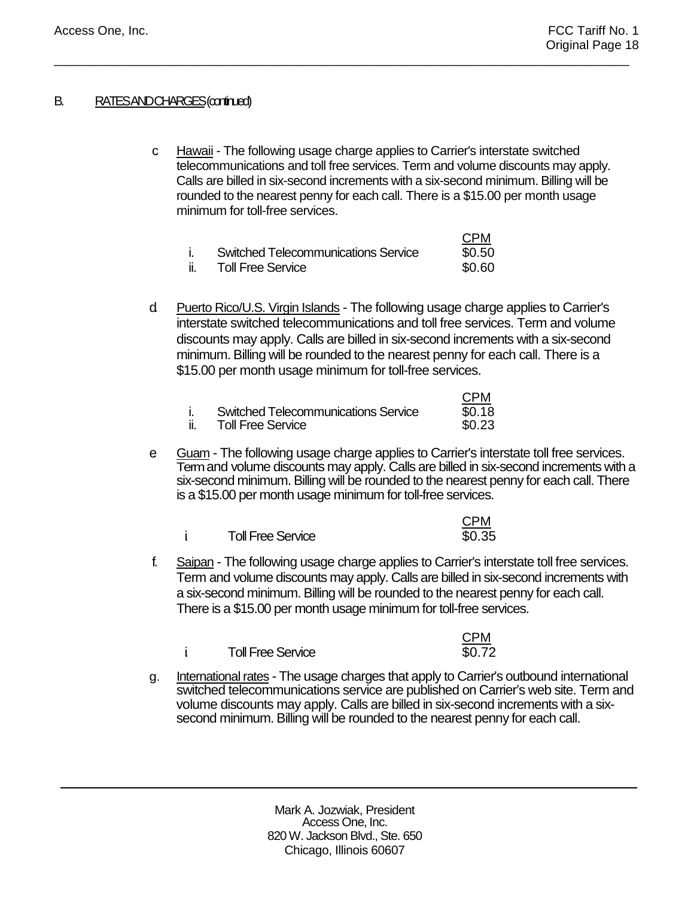B. RATES AND CHARGES (continued)

c. Hawaii - The following usage charge applies to Carrier's interstate switched telecommunications and toll free services. Term and volume discounts may apply. Calls are billed in six-second increments with a six-second minimum. Billing will be rounded to the nearest penny for each call. There is a $15.00 per month usage minimum for toll-free services.

| | | CPM |
|---|---|---|
| i. | Switched Telecommunications Service | $0.50 |
| ii. | Toll Free Service | $0.60 |

d. Puerto Rico/U.S. Virgin Islands - The following usage charge applies to Carrier's interstate switched telecommunications and toll free services. Term and volume discounts may apply. Calls are billed in six-second increments with a six-second minimum. Billing will be rounded to the nearest penny for each call. There is a $15.00 per month usage minimum for toll-free services.

| | | CPM |
|---|---|---|
| i. | Switched Telecommunications Service | $0.18 |
| ii. | Toll Free Service | $0.23 |

e. Guam - The following usage charge applies to Carrier's interstate toll free services. Term and volume discounts may apply. Calls are billed in six-second increments with a six-second minimum. Billing will be rounded to the nearest penny for each call. There is a $15.00 per month usage minimum for toll-free services.

| | | CPM |
|---|---|---|
| i | Toll Free Service | $0.35 |

f. Saipan - The following usage charge applies to Carrier's interstate toll free services. Term and volume discounts may apply. Calls are billed in six-second increments with a six-second minimum. Billing will be rounded to the nearest penny for each call. There is a $15.00 per month usage minimum for toll-free services.

| | | CPM |
|---|---|---|
| i | Toll Free Service | $0.72 |

g. International rates - The usage charges that apply to Carrier's outbound international switched telecommunications service are published on Carrier's web site. Term and volume discounts may apply. Calls are billed in six-second increments with a six-second minimum. Billing will be rounded to the nearest penny for each call.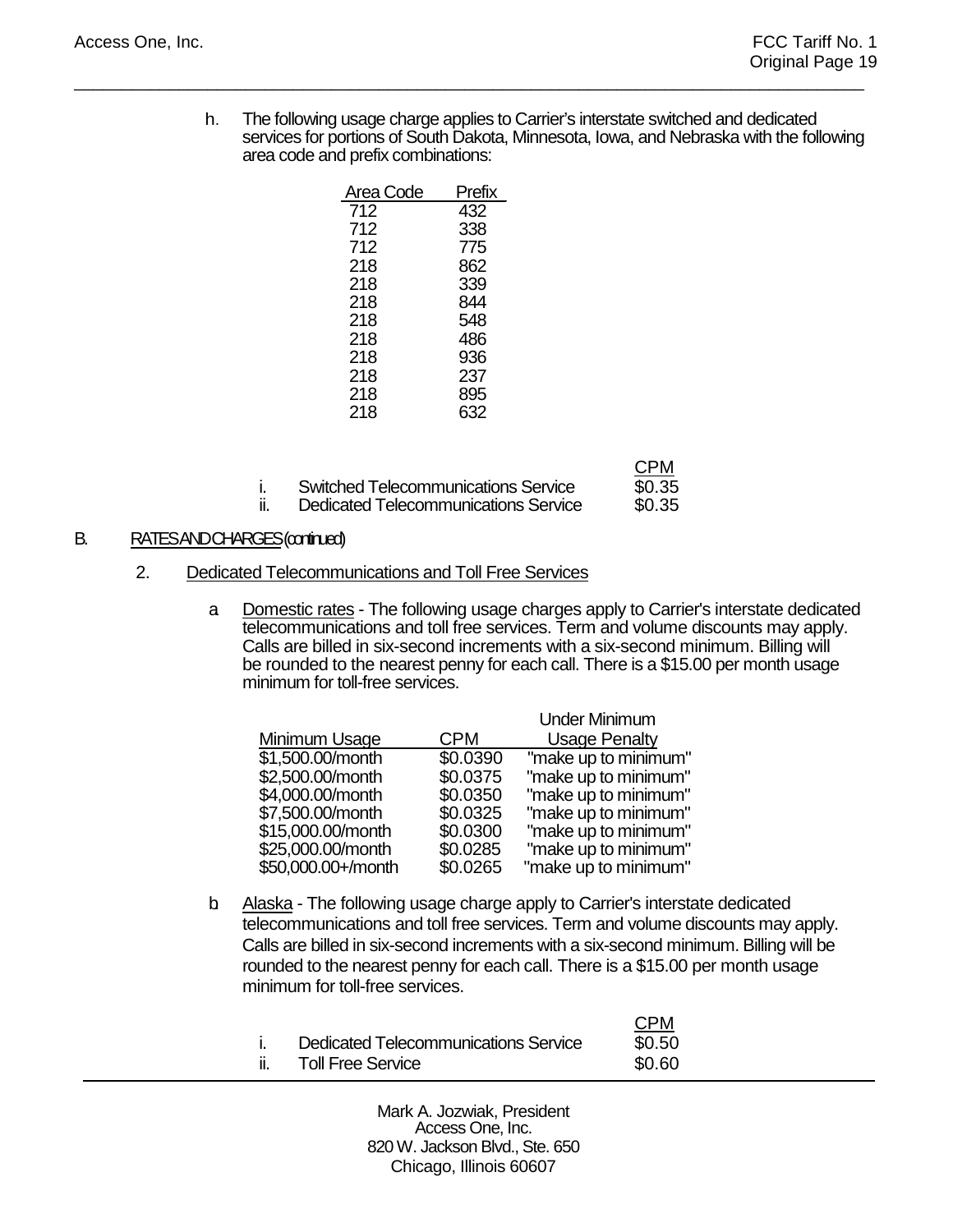h. The following usage charge applies to Carrier's interstate switched and dedicated services for portions of South Dakota, Minnesota, Iowa, and Nebraska with the following area code and prefix combinations:

| Area Code | Prefix |
|---|---|
| 712 | 432 |
| 712 | 338 |
| 712 | 775 |
| 218 | 862 |
| 218 | 339 |
| 218 | 844 |
| 218 | 548 |
| 218 | 486 |
| 218 | 936 |
| 218 | 237 |
| 218 | 895 |
| 218 | 632 |

| | | CPM |
|---|---|---|
| i. | Switched Telecommunications Service | $0.35 |
| ii. | Dedicated Telecommunications Service | $0.35 |

B. RATES AND CHARGES (continued)

2. Dedicated Telecommunications and Toll Free Services

a. Domestic rates - The following usage charges apply to Carrier's interstate dedicated telecommunications and toll free services. Term and volume discounts may apply. Calls are billed in six-second increments with a six-second minimum. Billing will be rounded to the nearest penny for each call. There is a $15.00 per month usage minimum for toll-free services.

| Minimum Usage | CPM | Under Minimum Usage Penalty |
|---|---|---|
| $1,500.00/month | $0.0390 | "make up to minimum" |
| $2,500.00/month | $0.0375 | "make up to minimum" |
| $4,000.00/month | $0.0350 | "make up to minimum" |
| $7,500.00/month | $0.0325 | "make up to minimum" |
| $15,000.00/month | $0.0300 | "make up to minimum" |
| $25,000.00/month | $0.0285 | "make up to minimum" |
| $50,000.00+/month | $0.0265 | "make up to minimum" |

b. Alaska - The following usage charge apply to Carrier's interstate dedicated telecommunications and toll free services. Term and volume discounts may apply. Calls are billed in six-second increments with a six-second minimum. Billing will be rounded to the nearest penny for each call. There is a $15.00 per month usage minimum for toll-free services.

| | | CPM |
|---|---|---|
| i. | Dedicated Telecommunications Service | $0.50 |
| ii. | Toll Free Service | $0.60 |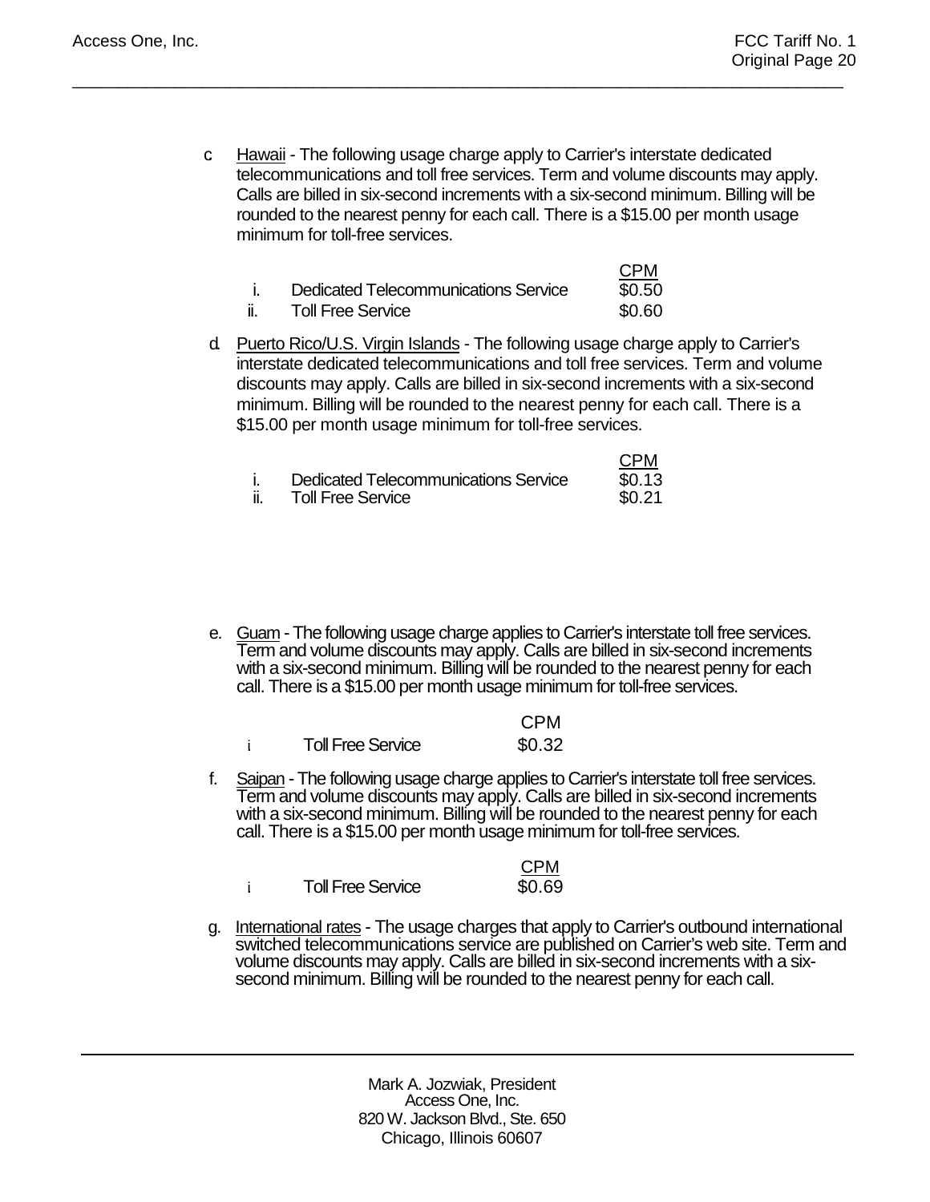c. Hawaii - The following usage charge apply to Carrier's interstate dedicated telecommunications and toll free services. Term and volume discounts may apply. Calls are billed in six-second increments with a six-second minimum. Billing will be rounded to the nearest penny for each call. There is a $15.00 per month usage minimum for toll-free services.

| | | CPM |
|---|---|---|
| i. | Dedicated Telecommunications Service | $0.50 |
| ii. | Toll Free Service | $0.60 |

d. Puerto Rico/U.S. Virgin Islands - The following usage charge apply to Carrier's interstate dedicated telecommunications and toll free services. Term and volume discounts may apply. Calls are billed in six-second increments with a six-second minimum. Billing will be rounded to the nearest penny for each call. There is a $15.00 per month usage minimum for toll-free services.

| | | CPM |
|---|---|---|
| i. | Dedicated Telecommunications Service | $0.13 |
| ii. | Toll Free Service | $0.21 |

e. Guam - The following usage charge applies to Carrier's interstate toll free services. Term and volume discounts may apply. Calls are billed in six-second increments with a six-second minimum. Billing will be rounded to the nearest penny for each call. There is a $15.00 per month usage minimum for toll-free services.

| | | CPM |
|---|---|---|
| i | Toll Free Service | $0.32 |

f. Saipan - The following usage charge applies to Carrier's interstate toll free services. Term and volume discounts may apply. Calls are billed in six-second increments with a six-second minimum. Billing will be rounded to the nearest penny for each call. There is a $15.00 per month usage minimum for toll-free services.

| | | CPM |
|---|---|---|
| i | Toll Free Service | $0.69 |

g. International rates - The usage charges that apply to Carrier's outbound international switched telecommunications service are published on Carrier's web site. Term and volume discounts may apply. Calls are billed in six-second increments with a six-second minimum. Billing will be rounded to the nearest penny for each call.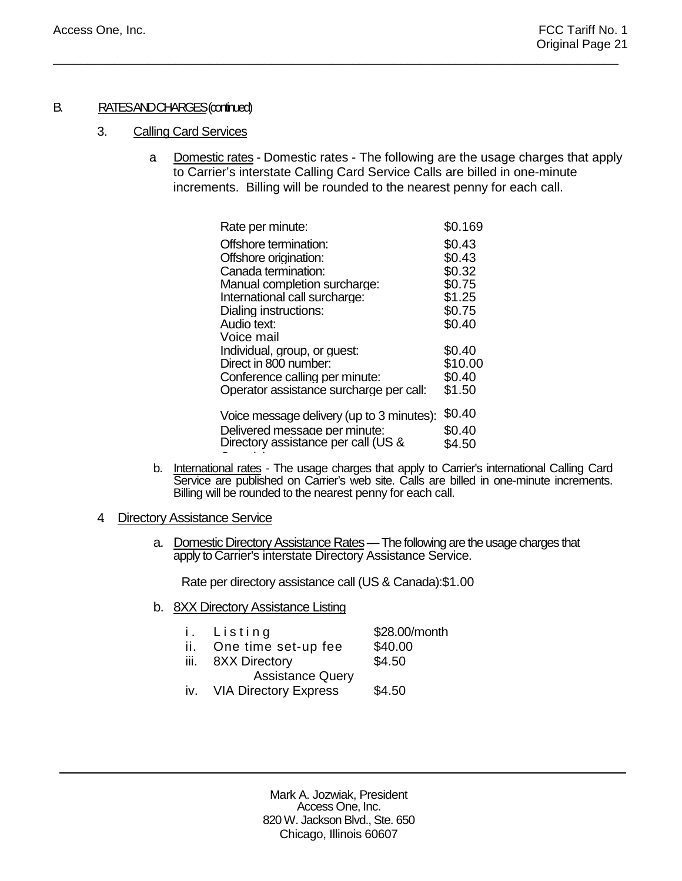B. RATES AND CHARGES (continued)

3. Calling Card Services

a. Domestic rates - Domestic rates - The following are the usage charges that apply to Carrier's interstate Calling Card Service Calls are billed in one-minute increments. Billing will be rounded to the nearest penny for each call.

| | |
|---|---|
| Rate per minute: | $0.169 |
| Offshore termination: | $0.43 |
| Offshore origination: | $0.43 |
| Canada termination: | $0.32 |
| Manual completion surcharge: | $0.75 |
| International call surcharge: | $1.25 |
| Dialing instructions: | $0.75 |
| Audio text: | $0.40 |
| Voice mail | |
| Individual, group, or guest: | $0.40 |
| Direct in 800 number: | $10.00 |
| Conference calling per minute: | $0.40 |
| Operator assistance surcharge per call: | $1.50 |
| Voice message delivery (up to 3 minutes): | $0.40 |
| Delivered message per minute: | $0.40 |
| Directory assistance per call (US & Canada): | $4.50 |

b. International rates - The usage charges that apply to Carrier's international Calling Card Service are published on Carrier's web site. Calls are billed in one-minute increments. Billing will be rounded to the nearest penny for each call.

4. Directory Assistance Service

a. Domestic Directory Assistance Rates — The following are the usage charges that apply to Carrier's interstate Directory Assistance Service.

Rate per directory assistance call (US & Canada):$1.00

b. 8XX Directory Assistance Listing

| | | |
|---|---|---|
| i. | Listing | $28.00/month |
| ii. | One time set-up fee | $40.00 |
| iii. | 8XX Directory Assistance Query | $4.50 |
| iv. | VIA Directory Express | $4.50 |

Mark A. Jozwiak, President
Access One, Inc.
820 W. Jackson Blvd., Ste. 650
Chicago, Illinois 60607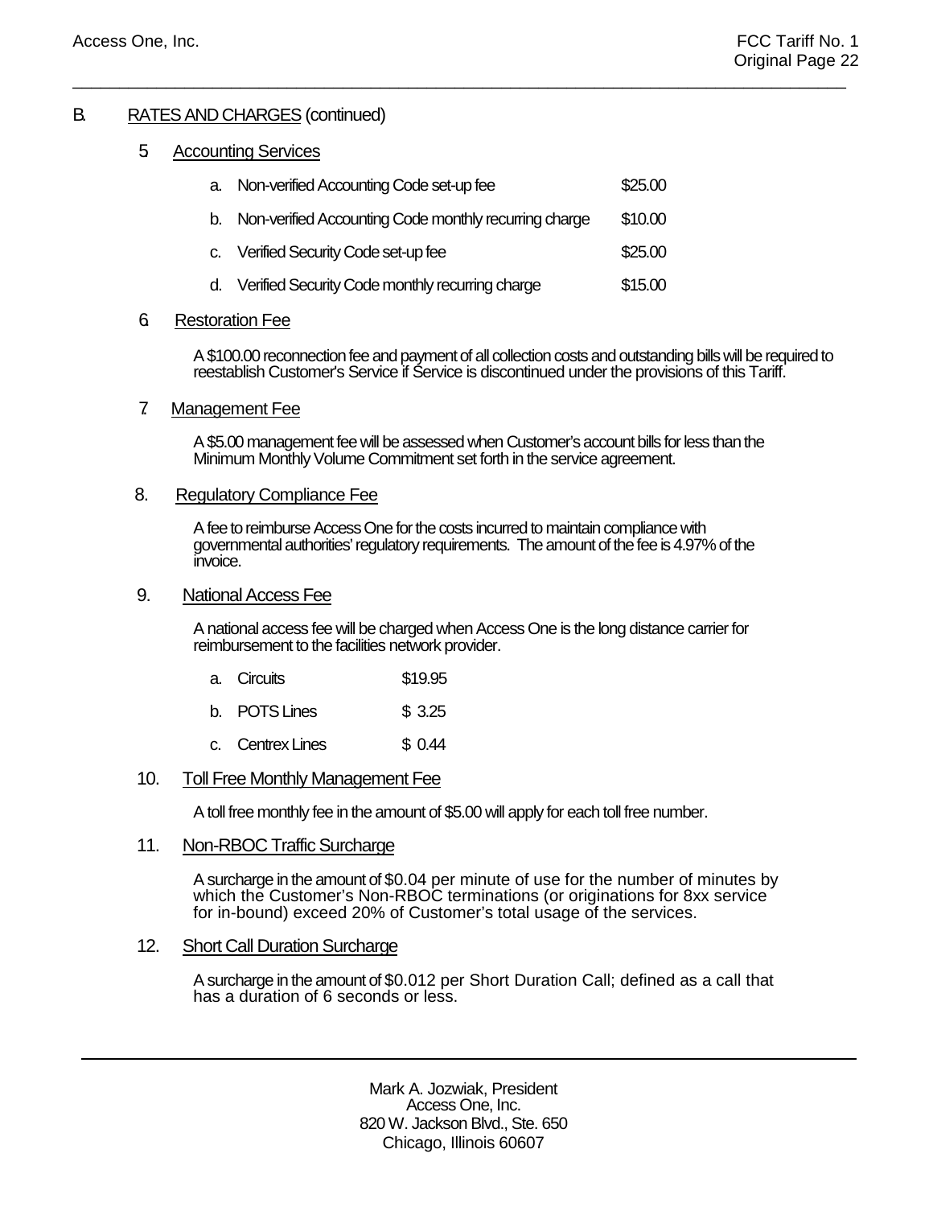B. RATES AND CHARGES (continued)

5 Accounting Services

| | | |
|---|---|---|
| a. | Non-verified Accounting Code set-up fee | $25.00 |
| b. | Non-verified Accounting Code monthly recurring charge | $10.00 |
| c. | Verified Security Code set-up fee | $25.00 |
| d. | Verified Security Code monthly recurring charge | $15.00 |

6. Restoration Fee

A $100.00 reconnection fee and payment of all collection costs and outstanding bills will be required to reestablish Customer's Service if Service is discontinued under the provisions of this Tariff.

7. Management Fee

A $5.00 management fee will be assessed when Customer's account bills for less than the Minimum Monthly Volume Commitment set forth in the service agreement.

8. Regulatory Compliance Fee

A fee to reimburse Access One for the costs incurred to maintain compliance with governmental authorities' regulatory requirements. The amount of the fee is 4.97% of the invoice.

9. National Access Fee

A national access fee will be charged when Access One is the long distance carrier for reimbursement to the facilities network provider.

| | | |
|---|---|---|
| a. | Circuits | $19.95 |
| b. | POTS Lines | $ 3.25 |
| c. | Centrex Lines | $ 0.44 |

10. Toll Free Monthly Management Fee

A toll free monthly fee in the amount of $5.00 will apply for each toll free number.

11. Non-RBOC Traffic Surcharge

A surcharge in the amount of $0.04 per minute of use for the number of minutes by which the Customer's Non-RBOC terminations (or originations for 8xx service for in-bound) exceed 20% of Customer's total usage of the services.

12. Short Call Duration Surcharge

A surcharge in the amount of $0.012 per Short Duration Call; defined as a call that has a duration of 6 seconds or less.

Mark A. Jozwiak, President
Access One, Inc.
820 W. Jackson Blvd., Ste. 650
Chicago, Illinois 60607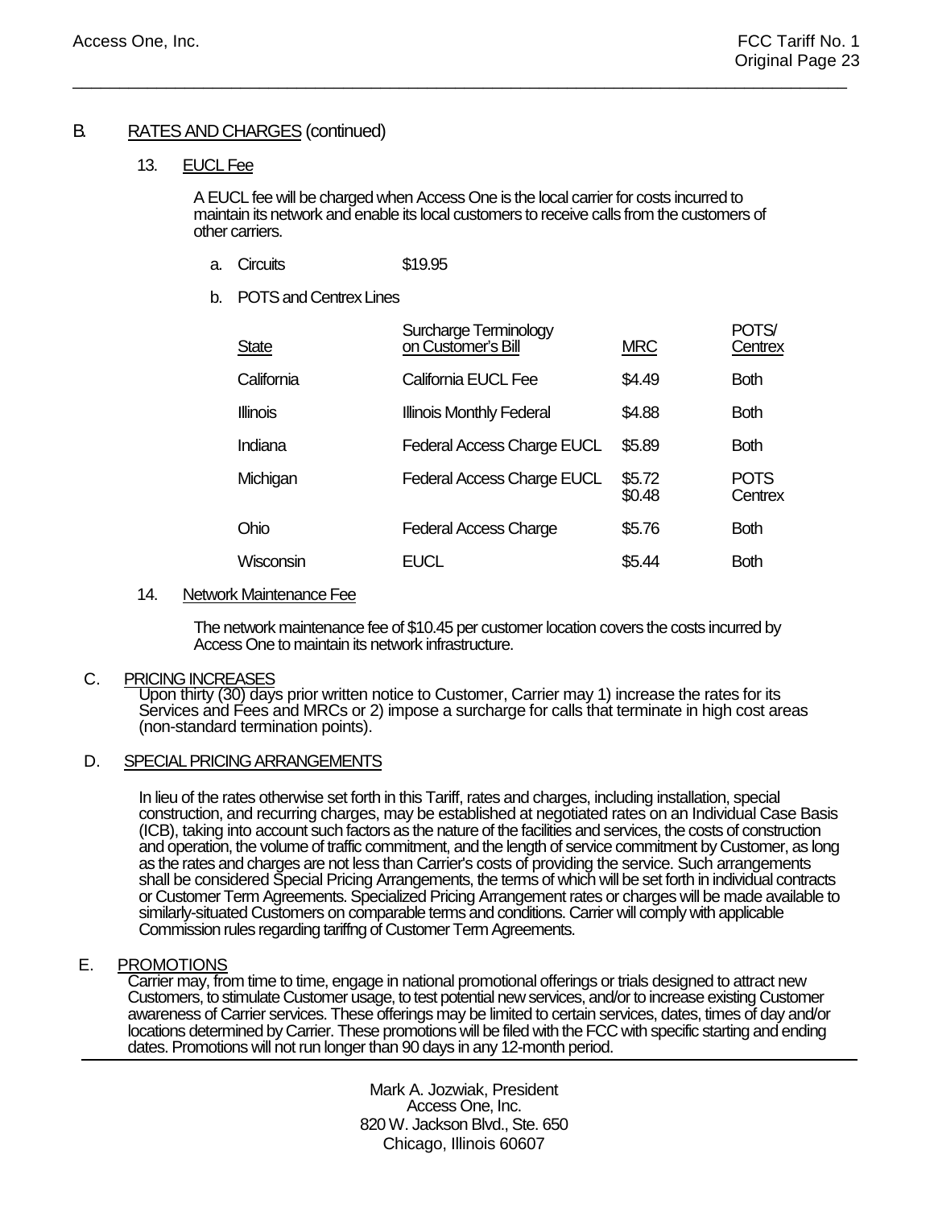## B. RATES AND CHARGES (continued)

### 13. EUCL Fee

A EUCL fee will be charged when Access One is the local carrier for costs incurred to maintain its network and enable its local customers to receive calls from the customers of other carriers.

a. Circuits $19.95

b. POTS and Centrex Lines

| State | Surcharge Terminology on Customer's Bill | MRC | POTS/ Centrex |
|---|---|---|---|
| California | California EUCL Fee | $4.49 | Both |
| Illinois | Illinois Monthly Federal | $4.88 | Both |
| Indiana | Federal Access Charge EUCL | $5.89 | Both |
| Michigan | Federal Access Charge EUCL | $5.72<br>$0.48 | POTS<br>Centrex |
| Ohio | Federal Access Charge | $5.76 | Both |
| Wisconsin | EUCL | $5.44 | Both |

### 14. Network Maintenance Fee

The network maintenance fee of $10.45 per customer location covers the costs incurred by Access One to maintain its network infrastructure.

## C. PRICING INCREASES

Upon thirty (30) days prior written notice to Customer, Carrier may 1) increase the rates for its Services and Fees and MRCs or 2) impose a surcharge for calls that terminate in high cost areas (non-standard termination points).

## D. SPECIAL PRICING ARRANGEMENTS

In lieu of the rates otherwise set forth in this Tariff, rates and charges, including installation, special construction, and recurring charges, may be established at negotiated rates on an Individual Case Basis (ICB), taking into account such factors as the nature of the facilities and services, the costs of construction and operation, the volume of traffic commitment, and the length of service commitment by Customer, as long as the rates and charges are not less than Carrier's costs of providing the service. Such arrangements shall be considered Special Pricing Arrangements, the terms of which will be set forth in individual contracts or Customer Term Agreements. Specialized Pricing Arrangement rates or charges will be made available to similarly-situated Customers on comparable terms and conditions. Carrier will comply with applicable Commission rules regarding tariffng of Customer Term Agreements.

## E. PROMOTIONS

Carrier may, from time to time, engage in national promotional offerings or trials designed to attract new Customers, to stimulate Customer usage, to test potential new services, and/or to increase existing Customer awareness of Carrier services. These offerings may be limited to certain services, dates, times of day and/or locations determined by Carrier. These promotions will be filed with the FCC with specific starting and ending dates. Promotions will not run longer than 90 days in any 12-month period.